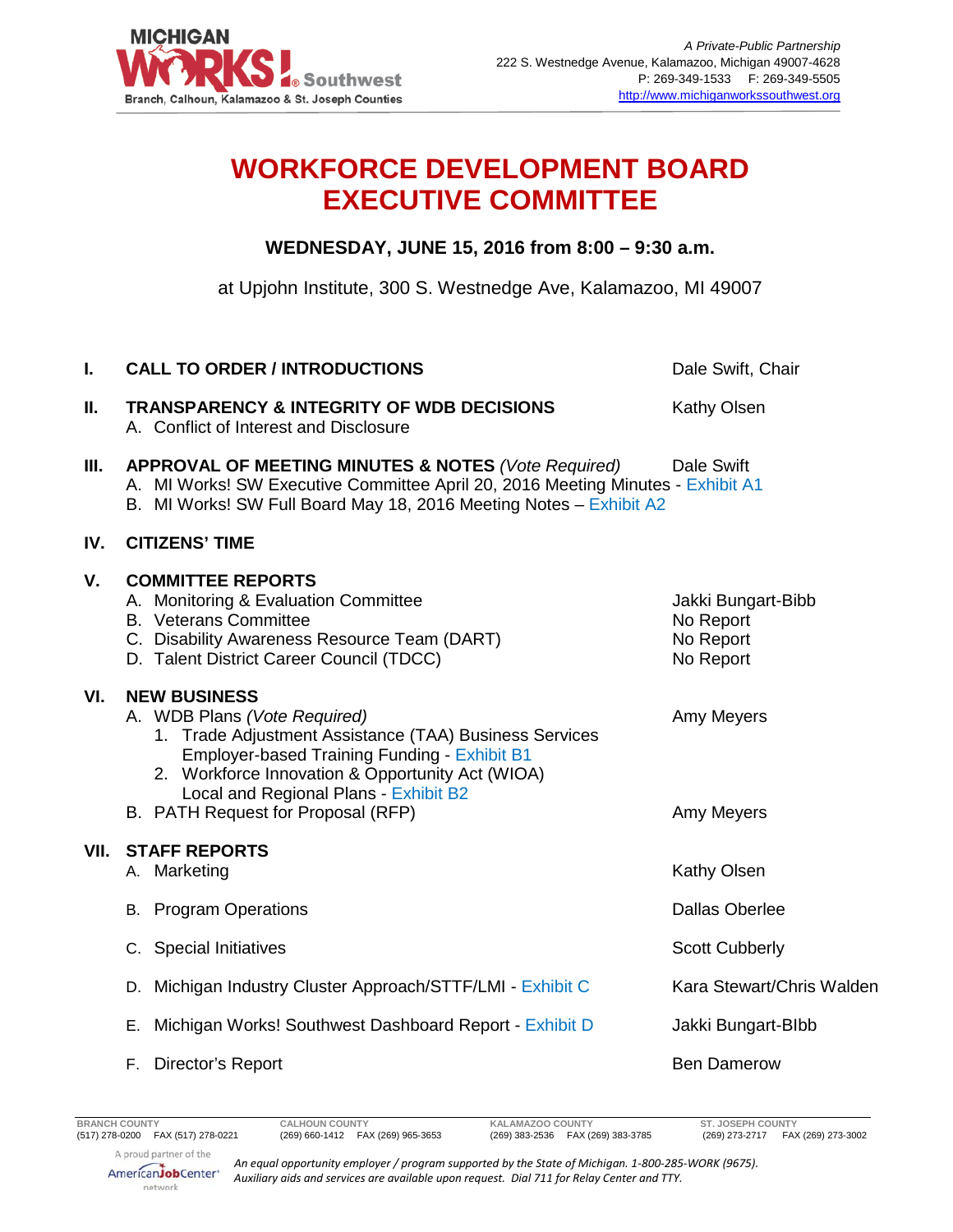MICHIGAN WORKS! Southwest
Branch, Calhoun, Kalamazoo & St. Joseph Counties

*A Private-Public Partnership*
222 S. Westnedge Avenue, Kalamazoo, Michigan 49007-4628
P: 269-349-1533 F: 269-349-5505
http://www.michiganworkssouthwest.org

# WORKFORCE DEVELOPMENT BOARD EXECUTIVE COMMITTEE

**WEDNESDAY, JUNE 15, 2016 from 8:00 – 9:30 a.m.**

at Upjohn Institute, 300 S. Westnedge Ave, Kalamazoo, MI 49007

**I. CALL TO ORDER / INTRODUCTIONS** — Dale Swift, Chair

**II. TRANSPARENCY & INTEGRITY OF WDB DECISIONS** — Kathy Olsen

A. Conflict of Interest and Disclosure

**III. APPROVAL OF MEETING MINUTES & NOTES** *(Vote Required)* — Dale Swift

A. MI Works! SW Executive Committee April 20, 2016 Meeting Minutes - Exhibit A1
B. MI Works! SW Full Board May 18, 2016 Meeting Notes – Exhibit A2

**IV. CITIZENS' TIME**

**V. COMMITTEE REPORTS**

A. Monitoring & Evaluation Committee — Jakki Bungart-Bibb
B. Veterans Committee — No Report
C. Disability Awareness Resource Team (DART) — No Report
D. Talent District Career Council (TDCC) — No Report

**VI. NEW BUSINESS**

A. WDB Plans *(Vote Required)* — Amy Meyers
   1. Trade Adjustment Assistance (TAA) Business Services Employer-based Training Funding - Exhibit B1
   2. Workforce Innovation & Opportunity Act (WIOA) Local and Regional Plans - Exhibit B2
B. PATH Request for Proposal (RFP) — Amy Meyers

**VII. STAFF REPORTS**

A. Marketing — Kathy Olsen
B. Program Operations — Dallas Oberlee
C. Special Initiatives — Scott Cubberly
D. Michigan Industry Cluster Approach/STTF/LMI - Exhibit C — Kara Stewart/Chris Walden
E. Michigan Works! Southwest Dashboard Report - Exhibit D — Jakki Bungart-BIbb
F. Director's Report — Ben Damerow

BRANCH COUNTY (517) 278-0200 FAX (517) 278-0221 | CALHOUN COUNTY (269) 660-1412 FAX (269) 965-3653 | KALAMAZOO COUNTY (269) 383-2536 FAX (269) 383-3785 | ST. JOSEPH COUNTY (269) 273-2717 FAX (269) 273-3002

A proud partner of the AmericanJobCenter network

*An equal opportunity employer / program supported by the State of Michigan. 1-800-285-WORK (9675). Auxiliary aids and services are available upon request. Dial 711 for Relay Center and TTY.*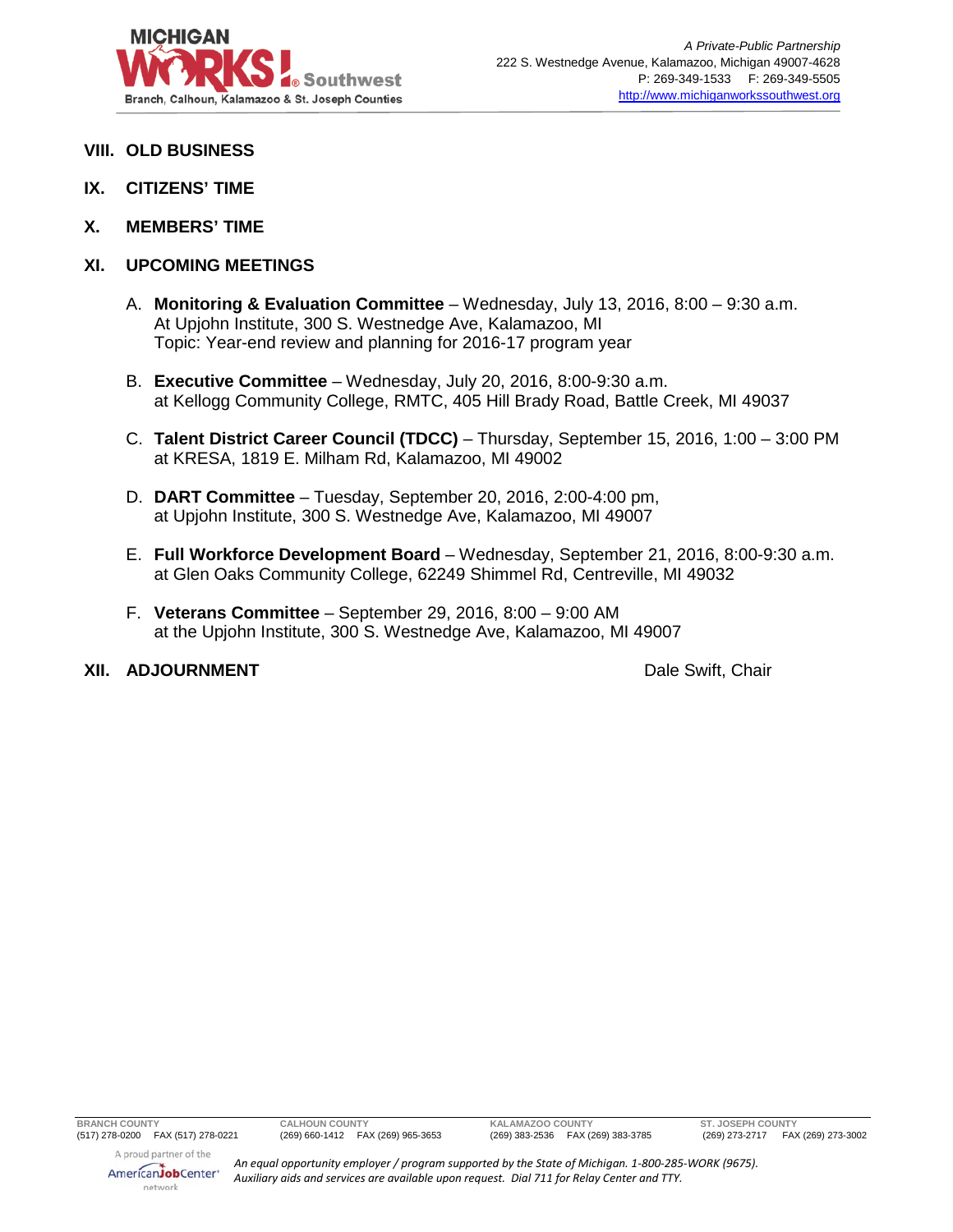## VIII. OLD BUSINESS

## IX. CITIZENS' TIME

## X. MEMBERS' TIME

## XI. UPCOMING MEETINGS

A. **Monitoring & Evaluation Committee** – Wednesday, July 13, 2016, 8:00 – 9:30 a.m.
At Upjohn Institute, 300 S. Westnedge Ave, Kalamazoo, MI
Topic: Year-end review and planning for 2016-17 program year

B. **Executive Committee** – Wednesday, July 20, 2016, 8:00-9:30 a.m.
at Kellogg Community College, RMTC, 405 Hill Brady Road, Battle Creek, MI 49037

C. **Talent District Career Council (TDCC)** – Thursday, September 15, 2016, 1:00 – 3:00 PM
at KRESA, 1819 E. Milham Rd, Kalamazoo, MI 49002

D. **DART Committee** – Tuesday, September 20, 2016, 2:00-4:00 pm,
at Upjohn Institute, 300 S. Westnedge Ave, Kalamazoo, MI 49007

E. **Full Workforce Development Board** – Wednesday, September 21, 2016, 8:00-9:30 a.m.
at Glen Oaks Community College, 62249 Shimmel Rd, Centreville, MI 49032

F. **Veterans Committee** – September 29, 2016, 8:00 – 9:00 AM
at the Upjohn Institute, 300 S. Westnedge Ave, Kalamazoo, MI 49007

## XII. ADJOURNMENT

Dale Swift, Chair